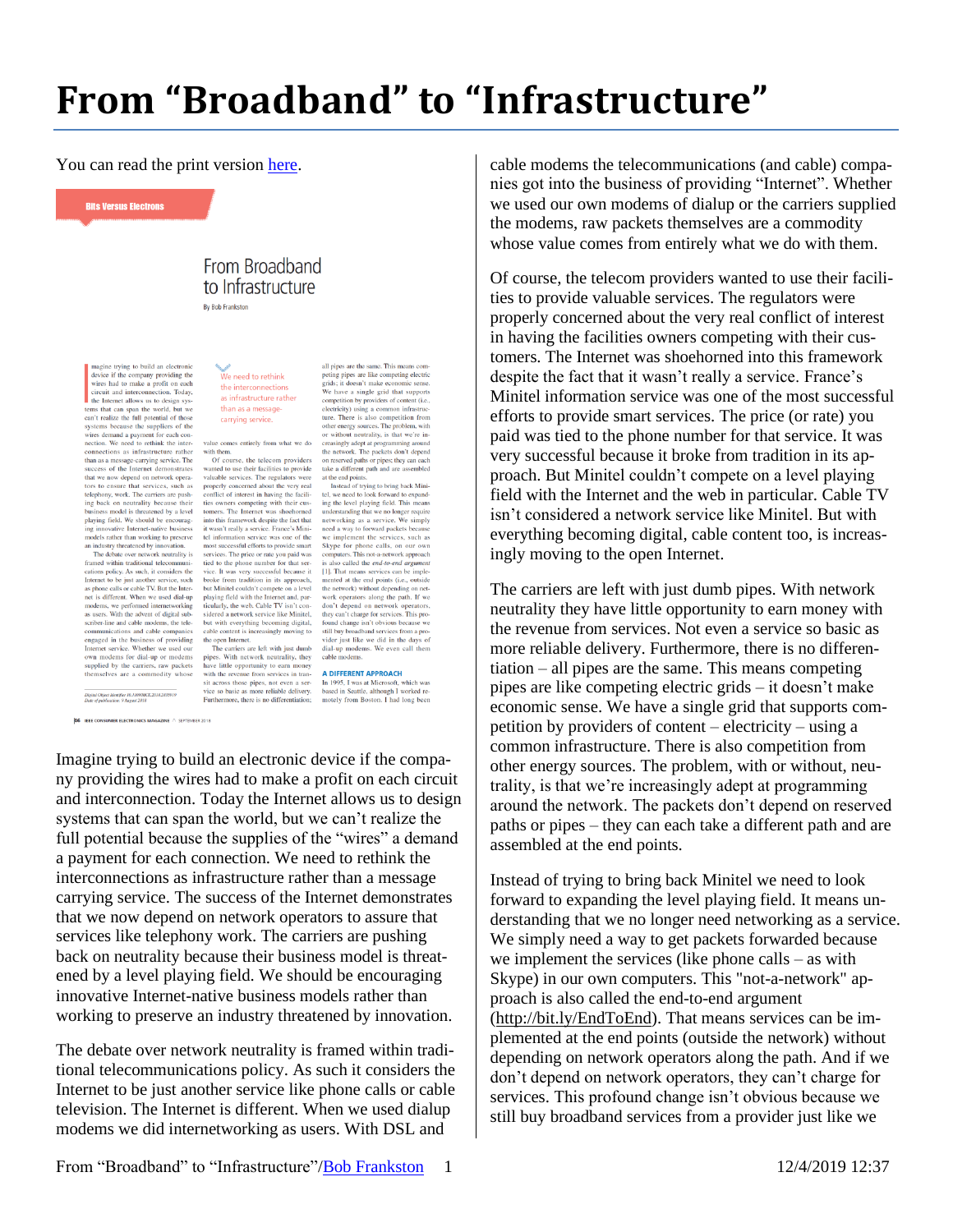# From "Broadband" to "Infrastructure"

You can read the print version here.

Imagine trying to build an electronic device if the company providing the wires had to make a profit on each circuit and interconnection. Today the Internet allows us to design systems that can span the world, but we can't realize the full potential because the supplies of the "wires" a demand a payment for each connection. We need to rethink the interconnections as infrastructure rather than a message carrying service. The success of the Internet demonstrates that we now depend on network operators to assure that services like telephony work. The carriers are pushing back on neutrality because their business model is threatened by a level playing field. We should be encouraging innovative Internet-native business models rather than working to preserve an industry threatened by innovation.

The debate over network neutrality is framed within traditional telecommunications policy. As such it considers the Internet to be just another service like phone calls or cable television. The Internet is different. When we used dialup modems we did internetworking as users. With DSL and cable modems the telecommunications (and cable) companies got into the business of providing "Internet". Whether we used our own modems of dialup or the carriers supplied the modems, raw packets themselves are a commodity whose value comes from entirely what we do with them.

Of course, the telecom providers wanted to use their facilities to provide valuable services. The regulators were properly concerned about the very real conflict of interest in having the facilities owners competing with their customers. The Internet was shoehorned into this framework despite the fact that it wasn't really a service. France's Minitel information service was one of the most successful efforts to provide smart services. The price (or rate) you paid was tied to the phone number for that service. It was very successful because it broke from tradition in its approach. But Minitel couldn't compete on a level playing field with the Internet and the web in particular. Cable TV isn't considered a network service like Minitel. But with everything becoming digital, cable content too, is increasingly moving to the open Internet.

The carriers are left with just dumb pipes. With network neutrality they have little opportunity to earn money with the revenue from services. Not even a service so basic as more reliable delivery. Furthermore, there is no differentiation – all pipes are the same. This means competing pipes are like competing electric grids – it doesn't make economic sense. We have a single grid that supports competition by providers of content – electricity – using a common infrastructure. There is also competition from other energy sources. The problem, with or without, neutrality, is that we're increasingly adept at programming around the network. The packets don't depend on reserved paths or pipes – they can each take a different path and are assembled at the end points.

Instead of trying to bring back Minitel we need to look forward to expanding the level playing field. It means understanding that we no longer need networking as a service. We simply need a way to get packets forwarded because we implement the services (like phone calls – as with Skype) in our own computers. This "not-a-network" approach is also called the end-to-end argument (http://bit.ly/EndToEnd). That means services can be implemented at the end points (outside the network) without depending on network operators along the path. And if we don't depend on network operators, they can't charge for services. This profound change isn't obvious because we still buy broadband services from a provider just like we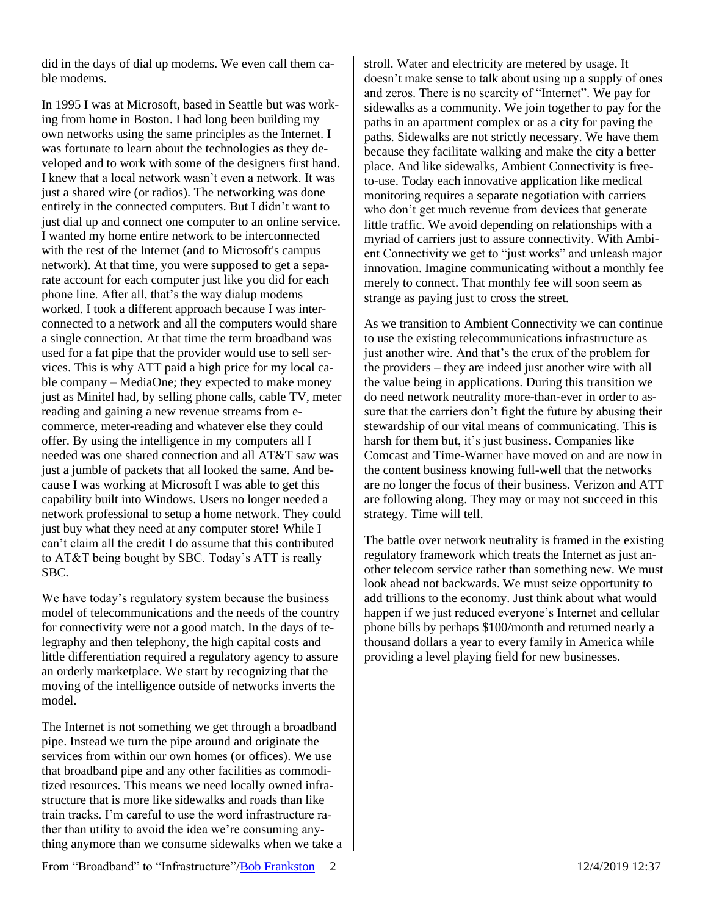did in the days of dial up modems. We even call them cable modems.

In 1995 I was at Microsoft, based in Seattle but was working from home in Boston. I had long been building my own networks using the same principles as the Internet. I was fortunate to learn about the technologies as they developed and to work with some of the designers first hand. I knew that a local network wasn't even a network. It was just a shared wire (or radios). The networking was done entirely in the connected computers. But I didn't want to just dial up and connect one computer to an online service. I wanted my home entire network to be interconnected with the rest of the Internet (and to Microsoft's campus network). At that time, you were supposed to get a separate account for each computer just like you did for each phone line. After all, that's the way dialup modems worked. I took a different approach because I was interconnected to a network and all the computers would share a single connection. At that time the term broadband was used for a fat pipe that the provider would use to sell services. This is why ATT paid a high price for my local cable company – MediaOne; they expected to make money just as Minitel had, by selling phone calls, cable TV, meter reading and gaining a new revenue streams from e-commerce, meter-reading and whatever else they could offer. By using the intelligence in my computers all I needed was one shared connection and all AT&T saw was just a jumble of packets that all looked the same. And because I was working at Microsoft I was able to get this capability built into Windows. Users no longer needed a network professional to setup a home network. They could just buy what they need at any computer store! While I can't claim all the credit I do assume that this contributed to AT&T being bought by SBC. Today's ATT is really SBC.

We have today's regulatory system because the business model of telecommunications and the needs of the country for connectivity were not a good match. In the days of telegraphy and then telephony, the high capital costs and little differentiation required a regulatory agency to assure an orderly marketplace. We start by recognizing that the moving of the intelligence outside of networks inverts the model.

The Internet is not something we get through a broadband pipe. Instead we turn the pipe around and originate the services from within our own homes (or offices). We use that broadband pipe and any other facilities as commoditized resources. This means we need locally owned infrastructure that is more like sidewalks and roads than like train tracks. I'm careful to use the word infrastructure rather than utility to avoid the idea we're consuming anything anymore than we consume sidewalks when we take a stroll. Water and electricity are metered by usage. It doesn't make sense to talk about using up a supply of ones and zeros. There is no scarcity of "Internet". We pay for sidewalks as a community. We join together to pay for the paths in an apartment complex or as a city for paving the paths. Sidewalks are not strictly necessary. We have them because they facilitate walking and make the city a better place. And like sidewalks, Ambient Connectivity is free-to-use. Today each innovative application like medical monitoring requires a separate negotiation with carriers who don't get much revenue from devices that generate little traffic. We avoid depending on relationships with a myriad of carriers just to assure connectivity. With Ambient Connectivity we get to "just works" and unleash major innovation. Imagine communicating without a monthly fee merely to connect. That monthly fee will soon seem as strange as paying just to cross the street.

As we transition to Ambient Connectivity we can continue to use the existing telecommunications infrastructure as just another wire. And that's the crux of the problem for the providers – they are indeed just another wire with all the value being in applications. During this transition we do need network neutrality more-than-ever in order to assure that the carriers don't fight the future by abusing their stewardship of our vital means of communicating. This is harsh for them but, it's just business. Companies like Comcast and Time-Warner have moved on and are now in the content business knowing full-well that the networks are no longer the focus of their business. Verizon and ATT are following along. They may or may not succeed in this strategy. Time will tell.

The battle over network neutrality is framed in the existing regulatory framework which treats the Internet as just another telecom service rather than something new. We must look ahead not backwards. We must seize opportunity to add trillions to the economy. Just think about what would happen if we just reduced everyone's Internet and cellular phone bills by perhaps \$100/month and returned nearly a thousand dollars a year to every family in America while providing a level playing field for new businesses.